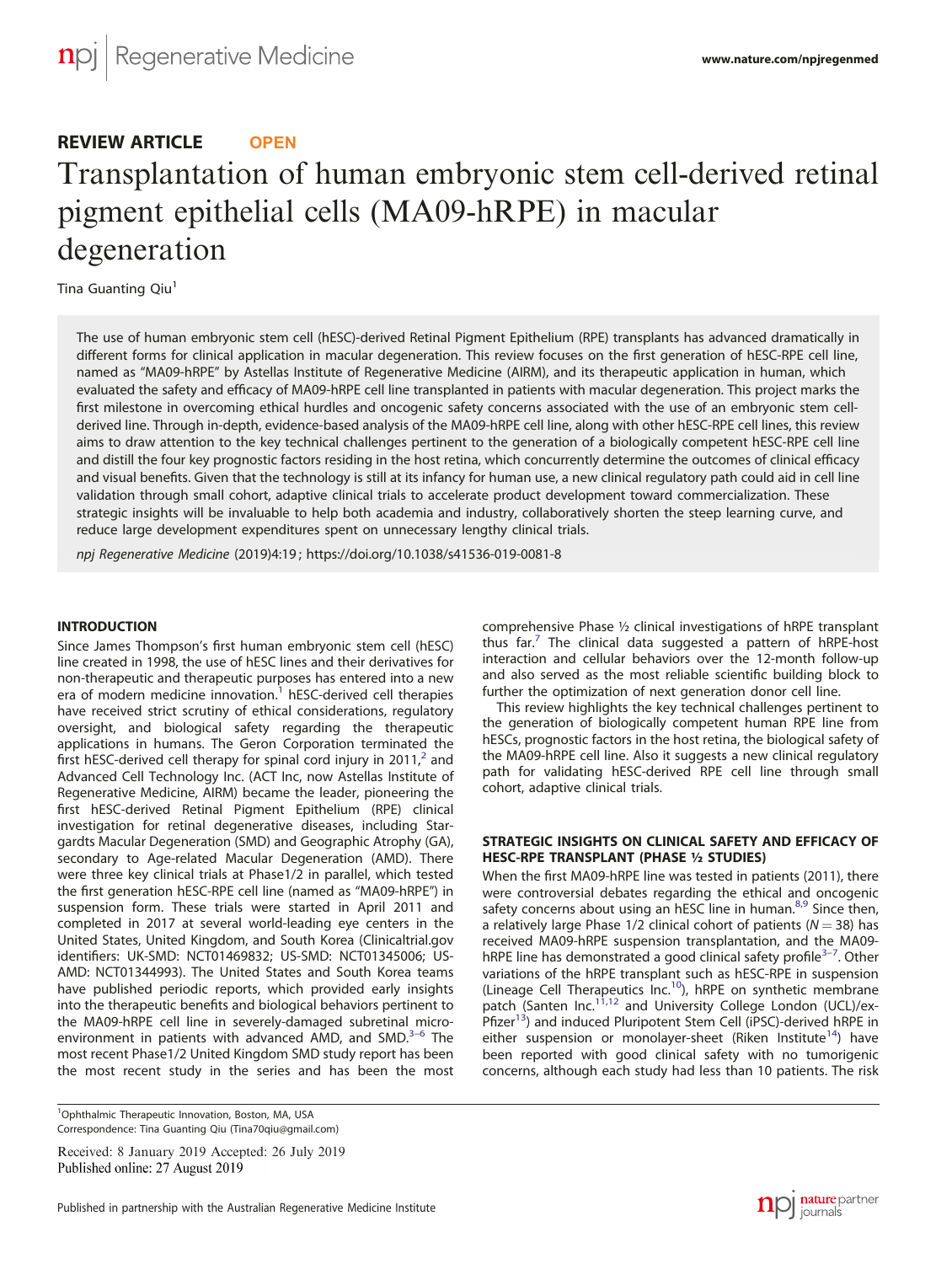REVIEW ARTICLE OPEN

# Transplantation of human embryonic stem cell-derived retinal pigment epithelial cells (MA09-hRPE) in macular degeneration

Tina Guanting Qiu[1]

The use of human embryonic stem cell (hESC)-derived Retinal Pigment Epithelium (RPE) transplants has advanced dramatically in different forms for clinical application in macular degeneration. This review focuses on the first generation of hESC-RPE cell line, named as "MA09-hRPE" by Astellas Institute of Regenerative Medicine (AIRM), and its therapeutic application in human, which evaluated the safety and efficacy of MA09-hRPE cell line transplanted in patients with macular degeneration. This project marks the first milestone in overcoming ethical hurdles and oncogenic safety concerns associated with the use of an embryonic stem cell-derived line. Through in-depth, evidence-based analysis of the MA09-hRPE cell line, along with other hESC-RPE cell lines, this review aims to draw attention to the key technical challenges pertinent to the generation of a biologically competent hESC-RPE cell line and distill the four key prognostic factors residing in the host retina, which concurrently determine the outcomes of clinical efficacy and visual benefits. Given that the technology is still at its infancy for human use, a new clinical regulatory path could aid in cell line validation through small cohort, adaptive clinical trials to accelerate product development toward commercialization. These strategic insights will be invaluable to help both academia and industry, collaboratively shorten the steep learning curve, and reduce large development expenditures spent on unnecessary lengthy clinical trials.

*npj Regenerative Medicine* (2019)4:19 ; https://doi.org/10.1038/s41536-019-0081-8

## INTRODUCTION

Since James Thompson's first human embryonic stem cell (hESC) line created in 1998, the use of hESC lines and their derivatives for non-therapeutic and therapeutic purposes has entered into a new era of modern medicine innovation.[1] hESC-derived cell therapies have received strict scrutiny of ethical considerations, regulatory oversight, and biological safety regarding the therapeutic applications in humans. The Geron Corporation terminated the first hESC-derived cell therapy for spinal cord injury in 2011,[2] and Advanced Cell Technology Inc. (ACT Inc, now Astellas Institute of Regenerative Medicine, AIRM) became the leader, pioneering the first hESC-derived Retinal Pigment Epithelium (RPE) clinical investigation for retinal degenerative diseases, including Stargardts Macular Degeneration (SMD) and Geographic Atrophy (GA), secondary to Age-related Macular Degeneration (AMD). There were three key clinical trials at Phase1/2 in parallel, which tested the first generation hESC-RPE cell line (named as "MA09-hRPE") in suspension form. These trials were started in April 2011 and completed in 2017 at several world-leading eye centers in the United States, United Kingdom, and South Korea (Clinicaltrial.gov identifiers: UK-SMD: NCT01469832; US-SMD: NCT01345006; US-AMD: NCT01344993). The United States and South Korea teams have published periodic reports, which provided early insights into the therapeutic benefits and biological behaviors pertinent to the MA09-hRPE cell line in severely-damaged subretinal micro-environment in patients with advanced AMD, and SMD.[3–6] The most recent Phase1/2 United Kingdom SMD study report has been the most recent study in the series and has been the most comprehensive Phase ½ clinical investigations of hRPE transplant thus far.[7] The clinical data suggested a pattern of hRPE-host interaction and cellular behaviors over the 12-month follow-up and also served as the most reliable scientific building block to further the optimization of next generation donor cell line.

This review highlights the key technical challenges pertinent to the generation of biologically competent human RPE line from hESCs, prognostic factors in the host retina, the biological safety of the MA09-hRPE cell line. Also it suggests a new clinical regulatory path for validating hESC-derived RPE cell line through small cohort, adaptive clinical trials.

## STRATEGIC INSIGHTS ON CLINICAL SAFETY AND EFFICACY OF HESC-RPE TRANSPLANT (PHASE ½ STUDIES)

When the first MA09-hRPE line was tested in patients (2011), there were controversial debates regarding the ethical and oncogenic safety concerns about using an hESC line in human.[8,9] Since then, a relatively large Phase 1/2 clinical cohort of patients ($N = 38$) has received MA09-hRPE suspension transplantation, and the MA09-hRPE line has demonstrated a good clinical safety profile[3–7]. Other variations of the hRPE transplant such as hESC-RPE in suspension (Lineage Cell Therapeutics Inc.[10]), hRPE on synthetic membrane patch (Santen Inc.[11,12] and University College London (UCL)/ex-Pfizer[13]) and induced Pluripotent Stem Cell (iPSC)-derived hRPE in either suspension or monolayer-sheet (Riken Institute[14]) have been reported with good clinical safety with no tumorigenic concerns, although each study had less than 10 patients. The risk

[1]Ophthalmic Therapeutic Innovation, Boston, MA, USA
Correspondence: Tina Guanting Qiu (Tina70qiu@gmail.com)

Received: 8 January 2019 Accepted: 26 July 2019
Published online: 27 August 2019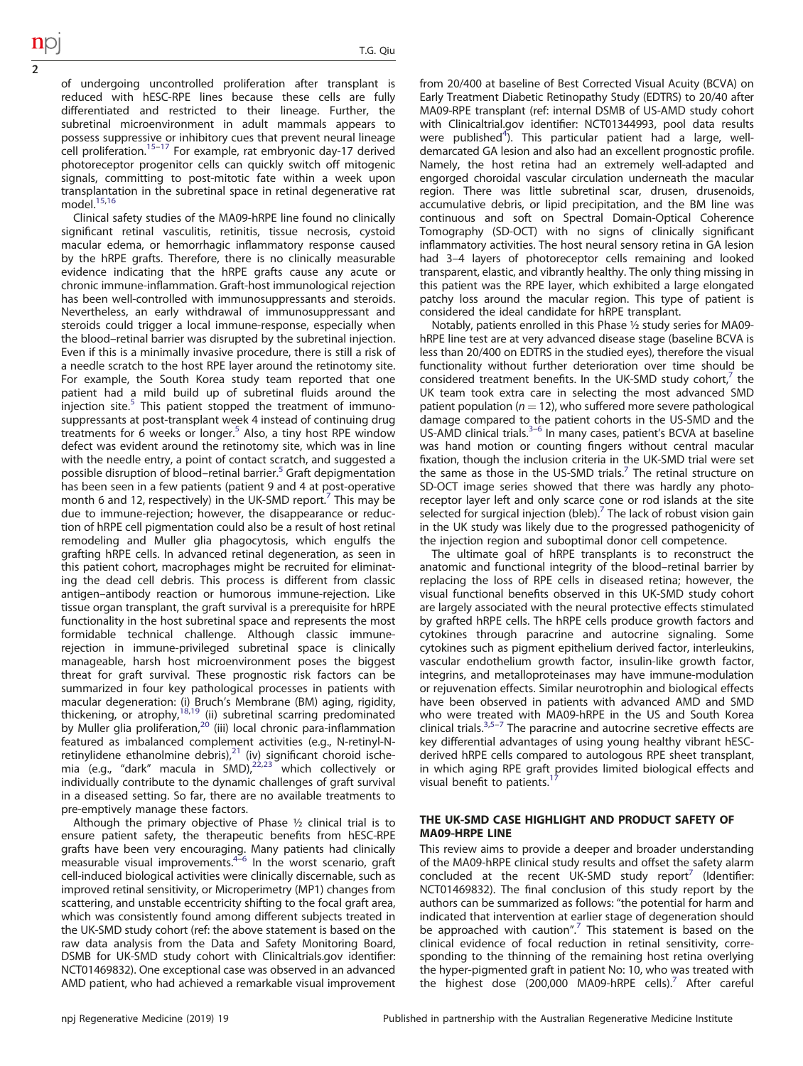of undergoing uncontrolled proliferation after transplant is reduced with hESC-RPE lines because these cells are fully differentiated and restricted to their lineage. Further, the subretinal microenvironment in adult mammals appears to possess suppressive or inhibitory cues that prevent neural lineage cell proliferation.[15–17] For example, rat embryonic day-17 derived photoreceptor progenitor cells can quickly switch off mitogenic signals, committing to post-mitotic fate within a week upon transplantation in the subretinal space in retinal degenerative rat model.[15,16]

Clinical safety studies of the MA09-hRPE line found no clinically significant retinal vasculitis, retinitis, tissue necrosis, cystoid macular edema, or hemorrhagic inflammatory response caused by the hRPE grafts. Therefore, there is no clinically measurable evidence indicating that the hRPE grafts cause any acute or chronic immune-inflammation. Graft-host immunological rejection has been well-controlled with immunosuppressants and steroids. Nevertheless, an early withdrawal of immunosuppressant and steroids could trigger a local immune-response, especially when the blood–retinal barrier was disrupted by the subretinal injection. Even if this is a minimally invasive procedure, there is still a risk of a needle scratch to the host RPE layer around the retinotomy site. For example, the South Korea study team reported that one patient had a mild build up of subretinal fluids around the injection site.[5] This patient stopped the treatment of immunosuppressants at post-transplant week 4 instead of continuing drug treatments for 6 weeks or longer.[5] Also, a tiny host RPE window defect was evident around the retinotomy site, which was in line with the needle entry, a point of contact scratch, and suggested a possible disruption of blood–retinal barrier.[5] Graft depigmentation has been seen in a few patients (patient 9 and 4 at post-operative month 6 and 12, respectively) in the UK-SMD report.[7] This may be due to immune-rejection; however, the disappearance or reduction of hRPE cell pigmentation could also be a result of host retinal remodeling and Muller glia phagocytosis, which engulfs the grafting hRPE cells. In advanced retinal degeneration, as seen in this patient cohort, macrophages might be recruited for eliminating the dead cell debris. This process is different from classic antigen–antibody reaction or humorous immune-rejection. Like tissue organ transplant, the graft survival is a prerequisite for hRPE functionality in the host subretinal space and represents the most formidable technical challenge. Although classic immune-rejection in immune-privileged subretinal space is clinically manageable, harsh host microenvironment poses the biggest threat for graft survival. These prognostic risk factors can be summarized in four key pathological processes in patients with macular degeneration: (i) Bruch's Membrane (BM) aging, rigidity, thickening, or atrophy,[18,19] (ii) subretinal scarring predominated by Muller glia proliferation,[20] (iii) local chronic para-inflammation featured as imbalanced complement activities (e.g., N-retinyl-N-retinylidene ethanolmine debris),[21] (iv) significant choroid ischemia (e.g., "dark" macula in SMD),[22,23] which collectively or individually contribute to the dynamic challenges of graft survival in a diseased setting. So far, there are no available treatments to pre-emptively manage these factors.

Although the primary objective of Phase ½ clinical trial is to ensure patient safety, the therapeutic benefits from hESC-RPE grafts have been very encouraging. Many patients had clinically measurable visual improvements.[4–6] In the worst scenario, graft cell-induced biological activities were clinically discernable, such as improved retinal sensitivity, or Microperimetry (MP1) changes from scattering, and unstable eccentricity shifting to the focal graft area, which was consistently found among different subjects treated in the UK-SMD study cohort (ref: the above statement is based on the raw data analysis from the Data and Safety Monitoring Board, DSMB for UK-SMD study cohort with Clinicaltrials.gov identifier: NCT01469832). One exceptional case was observed in an advanced AMD patient, who had achieved a remarkable visual improvement from 20/400 at baseline of Best Corrected Visual Acuity (BCVA) on Early Treatment Diabetic Retinopathy Study (EDTRS) to 20/40 after MA09-RPE transplant (ref: internal DSMB of US-AMD study cohort with Clinicaltrial.gov identifier: NCT01344993, pool data results were published[4]). This particular patient had a large, well-demarcated GA lesion and also had an excellent prognostic profile. Namely, the host retina had an extremely well-adapted and engorged choroidal vascular circulation underneath the macular region. There was little subretinal scar, drusen, drusenoids, accumulative debris, or lipid precipitation, and the BM line was continuous and soft on Spectral Domain-Optical Coherence Tomography (SD-OCT) with no signs of clinically significant inflammatory activities. The host neural sensory retina in GA lesion had 3–4 layers of photoreceptor cells remaining and looked transparent, elastic, and vibrantly healthy. The only thing missing in this patient was the RPE layer, which exhibited a large elongated patchy loss around the macular region. This type of patient is considered the ideal candidate for hRPE transplant.

Notably, patients enrolled in this Phase ½ study series for MA09-hRPE line test are at very advanced disease stage (baseline BCVA is less than 20/400 on EDTRS in the studied eyes), therefore the visual functionality without further deterioration over time should be considered treatment benefits. In the UK-SMD study cohort,[7] the UK team took extra care in selecting the most advanced SMD patient population ($n = 12$), who suffered more severe pathological damage compared to the patient cohorts in the US-SMD and the US-AMD clinical trials.[3–6] In many cases, patient's BCVA at baseline was hand motion or counting fingers without central macular fixation, though the inclusion criteria in the UK-SMD trial were set the same as those in the US-SMD trials.[7] The retinal structure on SD-OCT image series showed that there was hardly any photoreceptor layer left and only scarce cone or rod islands at the site selected for surgical injection (bleb).[7] The lack of robust vision gain in the UK study was likely due to the progressed pathogenicity of the injection region and suboptimal donor cell competence.

The ultimate goal of hRPE transplants is to reconstruct the anatomic and functional integrity of the blood–retinal barrier by replacing the loss of RPE cells in diseased retina; however, the visual functional benefits observed in this UK-SMD study cohort are largely associated with the neural protective effects stimulated by grafted hRPE cells. The hRPE cells produce growth factors and cytokines through paracrine and autocrine signaling. Some cytokines such as pigment epithelium derived factor, interleukins, vascular endothelium growth factor, insulin-like growth factor, integrins, and metalloproteinases may have immune-modulation or rejuvenation effects. Similar neurotrophin and biological effects have been observed in patients with advanced AMD and SMD who were treated with MA09-hRPE in the US and South Korea clinical trials.[3,5–7] The paracrine and autocrine secretive effects are key differential advantages of using young healthy vibrant hESC-derived hRPE cells compared to autologous RPE sheet transplant, in which aging RPE graft provides limited biological effects and visual benefit to patients.[17]

## THE UK-SMD CASE HIGHLIGHT AND PRODUCT SAFETY OF MA09-HRPE LINE

This review aims to provide a deeper and broader understanding of the MA09-hRPE clinical study results and offset the safety alarm concluded at the recent UK-SMD study report[7] (Identifier: NCT01469832). The final conclusion of this study report by the authors can be summarized as follows: "the potential for harm and indicated that intervention at earlier stage of degeneration should be approached with caution".[7] This statement is based on the clinical evidence of focal reduction in retinal sensitivity, corresponding to the thinning of the remaining host retina overlying the hyper-pigmented graft in patient No: 10, who was treated with the highest dose (200,000 MA09-hRPE cells).[7] After careful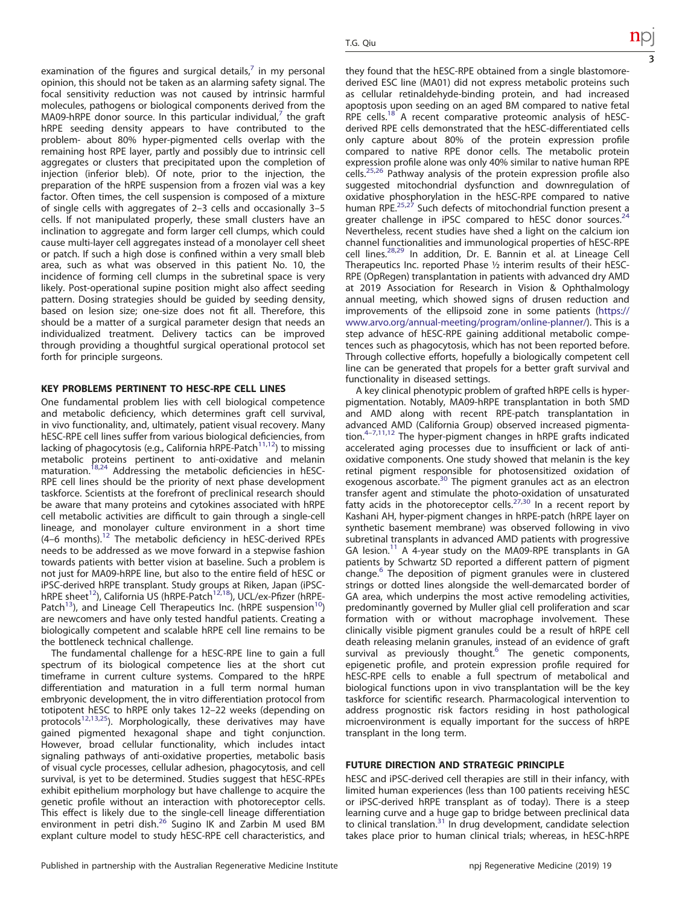examination of the figures and surgical details,[7] in my personal opinion, this should not be taken as an alarming safety signal. The focal sensitivity reduction was not caused by intrinsic harmful molecules, pathogens or biological components derived from the MA09-hRPE donor source. In this particular individual,[7] the graft hRPE seeding density appears to have contributed to the problem- about 80% hyper-pigmented cells overlap with the remaining host RPE layer, partly and possibly due to intrinsic cell aggregates or clusters that precipitated upon the completion of injection (inferior bleb). Of note, prior to the injection, the preparation of the hRPE suspension from a frozen vial was a key factor. Often times, the cell suspension is composed of a mixture of single cells with aggregates of 2–3 cells and occasionally 3–5 cells. If not manipulated properly, these small clusters have an inclination to aggregate and form larger cell clumps, which could cause multi-layer cell aggregates instead of a monolayer cell sheet or patch. If such a high dose is confined within a very small bleb area, such as what was observed in this patient No. 10, the incidence of forming cell clumps in the subretinal space is very likely. Post-operational supine position might also affect seeding pattern. Dosing strategies should be guided by seeding density, based on lesion size; one-size does not fit all. Therefore, this should be a matter of a surgical parameter design that needs an individualized treatment. Delivery tactics can be improved through providing a thoughtful surgical operational protocol set forth for principle surgeons.

## KEY PROBLEMS PERTINENT TO HESC-RPE CELL LINES

One fundamental problem lies with cell biological competence and metabolic deficiency, which determines graft cell survival, in vivo functionality, and, ultimately, patient visual recovery. Many hESC-RPE cell lines suffer from various biological deficiencies, from lacking of phagocytosis (e.g., California hRPE-Patch[11,12]) to missing metabolic proteins pertinent to anti-oxidative and melanin maturation.[18,24] Addressing the metabolic deficiencies in hESC-RPE cell lines should be the priority of next phase development taskforce. Scientists at the forefront of preclinical research should be aware that many proteins and cytokines associated with hRPE cell metabolic activities are difficult to gain through a single-cell lineage, and monolayer culture environment in a short time (4–6 months).[12] The metabolic deficiency in hESC-derived RPEs needs to be addressed as we move forward in a stepwise fashion towards patients with better vision at baseline. Such a problem is not just for MA09-hRPE line, but also to the entire field of hESC or iPSC-derived hRPE transplant. Study groups at Riken, Japan (iPSC-hRPE sheet[12]), California US (hRPE-Patch[12,18]), UCL/ex-Pfizer (hRPE-Patch[13]), and Lineage Cell Therapeutics Inc. (hRPE suspension[10]) are newcomers and have only tested handful patients. Creating a biologically competent and scalable hRPE cell line remains to be the bottleneck technical challenge.

The fundamental challenge for a hESC-RPE line to gain a full spectrum of its biological competence lies at the short cut timeframe in current culture systems. Compared to the hRPE differentiation and maturation in a full term normal human embryonic development, the in vitro differentiation protocol from totipotent hESC to hRPE only takes 12–22 weeks (depending on protocols[12,13,25]). Morphologically, these derivatives may have gained pigmented hexagonal shape and tight conjunction. However, broad cellular functionality, which includes intact signaling pathways of anti-oxidative properties, metabolic basis of visual cycle processes, cellular adhesion, phagocytosis, and cell survival, is yet to be determined. Studies suggest that hESC-RPEs exhibit epithelium morphology but have challenge to acquire the genetic profile without an interaction with photoreceptor cells. This effect is likely due to the single-cell lineage differentiation environment in petri dish.[26] Sugino IK and Zarbin M used BM explant culture model to study hESC-RPE cell characteristics, and they found that the hESC-RPE obtained from a single blastomere-derived ESC line (MA01) did not express metabolic proteins such as cellular retinaldehyde-binding protein, and had increased apoptosis upon seeding on an aged BM compared to native fetal RPE cells.[18] A recent comparative proteomic analysis of hESC-derived RPE cells demonstrated that the hESC-differentiated cells only capture about 80% of the protein expression profile compared to native RPE donor cells. The metabolic protein expression profile alone was only 40% similar to native human RPE cells.[25,26] Pathway analysis of the protein expression profile also suggested mitochondrial dysfunction and downregulation of oxidative phosphorylation in the hESC-RPE compared to native human RPE.[25,27] Such defects of mitochondrial function present a greater challenge in iPSC compared to hESC donor sources.[24] Nevertheless, recent studies have shed a light on the calcium ion channel functionalities and immunological properties of hESC-RPE cell lines.[28,29] In addition, Dr. E. Bannin et al. at Lineage Cell Therapeutics Inc. reported Phase ½ interim results of their hESC-RPE (OpRegen) transplantation in patients with advanced dry AMD at 2019 Association for Research in Vision & Ophthalmology annual meeting, which showed signs of drusen reduction and improvements of the ellipsoid zone in some patients (https://www.arvo.org/annual-meeting/program/online-planner/). This is a step advance of hESC-RPE gaining additional metabolic competences such as phagocytosis, which has not been reported before. Through collective efforts, hopefully a biologically competent cell line can be generated that propels for a better graft survival and functionality in diseased settings.

A key clinical phenotypic problem of grafted hRPE cells is hyper-pigmentation. Notably, MA09-hRPE transplantation in both SMD and AMD along with recent RPE-patch transplantation in advanced AMD (California Group) observed increased pigmentation.[4–7,11,12] The hyper-pigment changes in hRPE grafts indicated accelerated aging processes due to insufficient or lack of anti-oxidative components. One study showed that melanin is the key retinal pigment responsible for photosensitized oxidation of exogenous ascorbate.[30] The pigment granules act as an electron transfer agent and stimulate the photo-oxidation of unsaturated fatty acids in the photoreceptor cells.[27,30] In a recent report by Kashani AH, hyper-pigment changes in hRPE-patch (hRPE layer on synthetic basement membrane) was observed following in vivo subretinal transplants in advanced AMD patients with progressive GA lesion.[11] A 4-year study on the MA09-RPE transplants in GA patients by Schwartz SD reported a different pattern of pigment change.[6] The deposition of pigment granules were in clustered strings or dotted lines alongside the well-demarcated border of GA area, which underpins the most active remodeling activities, predominantly governed by Muller glial cell proliferation and scar formation with or without macrophage involvement. These clinically visible pigment granules could be a result of hRPE cell death releasing melanin granules, instead of an evidence of graft survival as previously thought.[6] The genetic components, epigenetic profile, and protein expression profile required for hESC-RPE cells to enable a full spectrum of metabolical and biological functions upon in vivo transplantation will be the key taskforce for scientific research. Pharmacological intervention to address prognostic risk factors residing in host pathological microenvironment is equally important for the success of hRPE transplant in the long term.

## FUTURE DIRECTION AND STRATEGIC PRINCIPLE

hESC and iPSC-derived cell therapies are still in their infancy, with limited human experiences (less than 100 patients receiving hESC or iPSC-derived hRPE transplant as of today). There is a steep learning curve and a huge gap to bridge between preclinical data to clinical translation.[31] In drug development, candidate selection takes place prior to human clinical trials; whereas, in hESC-hRPE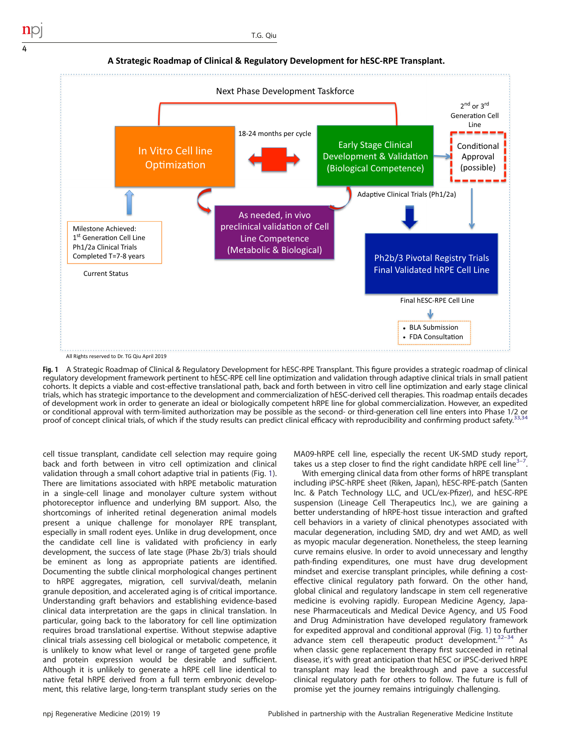**A Strategic Roadmap of Clinical & Regulatory Development for hESC-RPE Transplant.**

Next Phase Development Taskforce

In Vitro Cell line Optimization

18-24 months per cycle

Early Stage Clinical Development & Validation (Biological Competence)

2nd or 3rd Generation Cell Line

Conditional Approval (possible)

Adaptive Clinical Trials (Ph1/2a)

As needed, in vivo preclinical validation of Cell Line Competence (Metabolic & Biological)

Milestone Achieved:
1st Generation Cell Line
Ph1/2a Clinical Trials
Completed T=7-8 years

Current Status

Ph2b/3 Pivotal Registry Trials
Final Validated hRPE Cell Line

Final hESC-RPE Cell Line

- BLA Submission
- FDA Consultation

All Rights reserved to Dr. TG Qiu April 2019

**Fig. 1** A Strategic Roadmap of Clinical & Regulatory Development for hESC-RPE Transplant. This figure provides a strategic roadmap of clinical regulatory development framework pertinent to hESC-RPE cell line optimization and validation through adaptive clinical trials in small patient cohorts. It depicts a viable and cost-effective translational path, back and forth between in vitro cell line optimization and early stage clinical trials, which has strategic importance to the development and commercialization of hESC-derived cell therapies. This roadmap entails decades of development work in order to generate an ideal or biologically competent hRPE line for global commercialization. However, an expedited or conditional approval with term-limited authorization may be possible as the second- or third-generation cell line enters into Phase 1/2 or proof of concept clinical trials, of which if the study results can predict clinical efficacy with reproducibility and confirming product safety.[33,34]

cell tissue transplant, candidate cell selection may require going back and forth between in vitro cell optimization and clinical validation through a small cohort adaptive trial in patients (Fig. 1). There are limitations associated with hRPE metabolic maturation in a single-cell linage and monolayer culture system without photoreceptor influence and underlying BM support. Also, the shortcomings of inherited retinal degeneration animal models present a unique challenge for monolayer RPE transplant, especially in small rodent eyes. Unlike in drug development, once the candidate cell line is validated with proficiency in early development, the success of late stage (Phase 2b/3) trials should be eminent as long as appropriate patients are identified. Documenting the subtle clinical morphological changes pertinent to hRPE aggregates, migration, cell survival/death, melanin granule deposition, and accelerated aging is of critical importance. Understanding graft behaviors and establishing evidence-based clinical data interpretation are the gaps in clinical translation. In particular, going back to the laboratory for cell line optimization requires broad translational expertise. Without stepwise adaptive clinical trials assessing cell biological or metabolic competence, it is unlikely to know what level or range of targeted gene profile and protein expression would be desirable and sufficient. Although it is unlikely to generate a hRPE cell line identical to native fetal hRPE derived from a full term embryonic development, this relative large, long-term transplant study series on the MA09-hRPE cell line, especially the recent UK-SMD study report, takes us a step closer to find the right candidate hRPE cell line[3–7].

With emerging clinical data from other forms of hRPE transplant including iPSC-hRPE sheet (Riken, Japan), hESC-RPE-patch (Santen Inc. & Patch Technology LLC, and UCL/ex-Pfizer), and hESC-RPE suspension (Lineage Cell Therapeutics Inc.), we are gaining a better understanding of hRPE-host tissue interaction and grafted cell behaviors in a variety of clinical phenotypes associated with macular degeneration, including SMD, dry and wet AMD, as well as myopic macular degeneration. Nonetheless, the steep learning curve remains elusive. In order to avoid unnecessary and lengthy path-finding expenditures, one must have drug development mindset and exercise transplant principles, while defining a cost-effective clinical regulatory path forward. On the other hand, global clinical and regulatory landscape in stem cell regenerative medicine is evolving rapidly. European Medicine Agency, Japanese Pharmaceuticals and Medical Device Agency, and US Food and Drug Administration have developed regulatory framework for expedited approval and conditional approval (Fig. 1) to further advance stem cell therapeutic product development.[32–34] As when classic gene replacement therapy first succeeded in retinal disease, it's with great anticipation that hESC or iPSC-derived hRPE transplant may lead the breakthrough and pave a successful clinical regulatory path for others to follow. The future is full of promise yet the journey remains intriguingly challenging.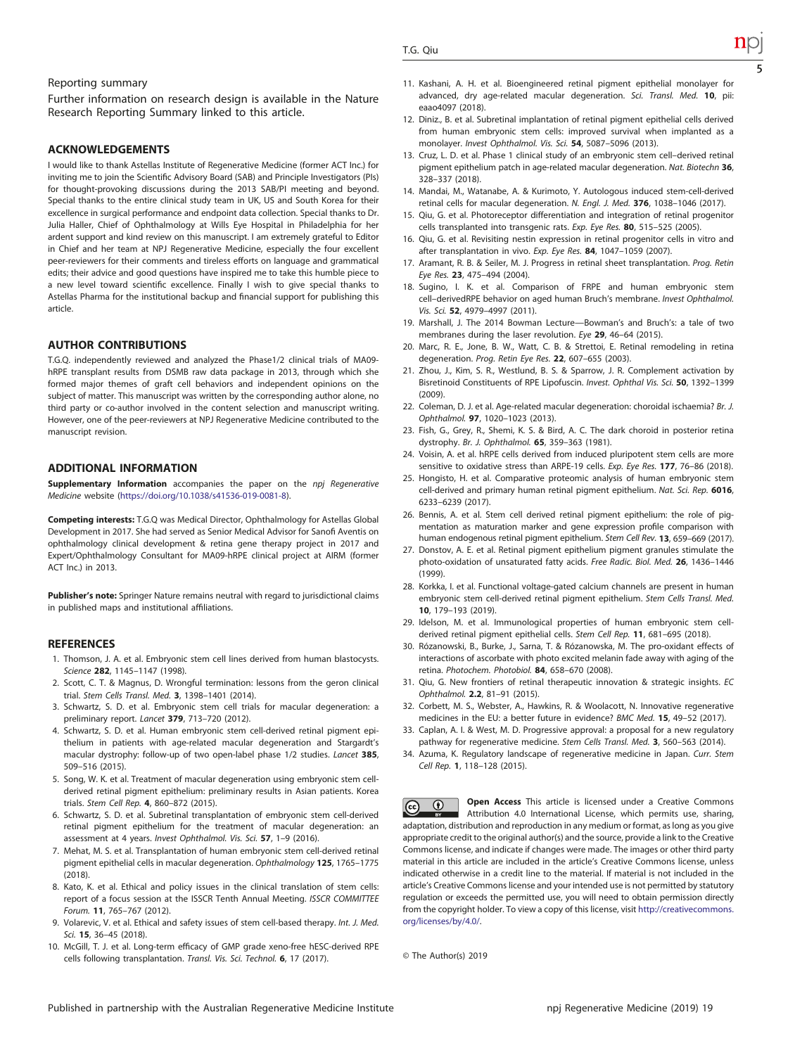Reporting summary

Further information on research design is available in the Nature Research Reporting Summary linked to this article.

## ACKNOWLEDGEMENTS

I would like to thank Astellas Institute of Regenerative Medicine (former ACT Inc.) for inviting me to join the Scientific Advisory Board (SAB) and Principle Investigators (PIs) for thought-provoking discussions during the 2013 SAB/PI meeting and beyond. Special thanks to the entire clinical study team in UK, US and South Korea for their excellence in surgical performance and endpoint data collection. Special thanks to Dr. Julia Haller, Chief of Ophthalmology at Wills Eye Hospital in Philadelphia for her ardent support and kind review on this manuscript. I am extremely grateful to Editor in Chief and her team at NPJ Regenerative Medicine, especially the four excellent peer-reviewers for their comments and tireless efforts on language and grammatical edits; their advice and good questions have inspired me to take this humble piece to a new level toward scientific excellence. Finally I wish to give special thanks to Astellas Pharma for the institutional backup and financial support for publishing this article.

## AUTHOR CONTRIBUTIONS

T.G.Q. independently reviewed and analyzed the Phase1/2 clinical trials of MA09-hRPE transplant results from DSMB raw data package in 2013, through which she formed major themes of graft cell behaviors and independent opinions on the subject of matter. This manuscript was written by the corresponding author alone, no third party or co-author involved in the content selection and manuscript writing. However, one of the peer-reviewers at NPJ Regenerative Medicine contributed to the manuscript revision.

## ADDITIONAL INFORMATION

**Supplementary Information** accompanies the paper on the *npj Regenerative Medicine* website (https://doi.org/10.1038/s41536-019-0081-8).

**Competing interests:** T.G.Q was Medical Director, Ophthalmology for Astellas Global Development in 2017. She had served as Senior Medical Advisor for Sanofi Aventis on ophthalmology clinical development & retina gene therapy project in 2017 and Expert/Ophthalmology Consultant for MA09-hRPE clinical project at AIRM (former ACT Inc.) in 2013.

**Publisher's note:** Springer Nature remains neutral with regard to jurisdictional claims in published maps and institutional affiliations.

## REFERENCES

1. Thomson, J. A. et al. Embryonic stem cell lines derived from human blastocysts. *Science* **282**, 1145–1147 (1998).
2. Scott, C. T. & Magnus, D. Wrongful termination: lessons from the geron clinical trial. *Stem Cells Transl. Med.* **3**, 1398–1401 (2014).
3. Schwartz, S. D. et al. Embryonic stem cell trials for macular degeneration: a preliminary report. *Lancet* **379**, 713–720 (2012).
4. Schwartz, S. D. et al. Human embryonic stem cell-derived retinal pigment epithelium in patients with age-related macular degeneration and Stargardt's macular dystrophy: follow-up of two open-label phase 1/2 studies. *Lancet* **385**, 509–516 (2015).
5. Song, W. K. et al. Treatment of macular degeneration using embryonic stem cell-derived retinal pigment epithelium: preliminary results in Asian patients. Korea trials. *Stem Cell Rep.* **4**, 860–872 (2015).
6. Schwartz, S. D. et al. Subretinal transplantation of embryonic stem cell-derived retinal pigment epithelium for the treatment of macular degeneration: an assessment at 4 years. *Invest Ophthalmol. Vis. Sci.* **57**, 1–9 (2016).
7. Mehat, M. S. et al. Transplantation of human embryonic stem cell-derived retinal pigment epithelial cells in macular degeneration. *Ophthalmology* **125**, 1765–1775 (2018).
8. Kato, K. et al. Ethical and policy issues in the clinical translation of stem cells: report of a focus session at the ISSCR Tenth Annual Meeting. *ISSCR COMMITTEE Forum.* **11**, 765–767 (2012).
9. Volarevic, V. et al. Ethical and safety issues of stem cell-based therapy. *Int. J. Med. Sci.* **15**, 36–45 (2018).
10. McGill, T. J. et al. Long-term efficacy of GMP grade xeno-free hESC-derived RPE cells following transplantation. *Transl. Vis. Sci. Technol.* **6**, 17 (2017).
11. Kashani, A. H. et al. Bioengineered retinal pigment epithelial monolayer for advanced, dry age-related macular degeneration. *Sci. Transl. Med.* **10**, pii: eaao4097 (2018).
12. Diniz., B. et al. Subretinal implantation of retinal pigment epithelial cells derived from human embryonic stem cells: improved survival when implanted as a monolayer. *Invest Ophthalmol. Vis. Sci.* **54**, 5087–5096 (2013).
13. Cruz, L. D. et al. Phase 1 clinical study of an embryonic stem cell–derived retinal pigment epithelium patch in age-related macular degeneration. *Nat. Biotechn* **36**, 328–337 (2018).
14. Mandai, M., Watanabe, A. & Kurimoto, Y. Autologous induced stem-cell-derived retinal cells for macular degeneration. *N. Engl. J. Med.* **376**, 1038–1046 (2017).
15. Qiu, G. et al. Photoreceptor differentiation and integration of retinal progenitor cells transplanted into transgenic rats. *Exp. Eye Res.* **80**, 515–525 (2005).
16. Qiu, G. et al. Revisiting nestin expression in retinal progenitor cells in vitro and after transplantation in vivo. *Exp. Eye Res.* **84**, 1047–1059 (2007).
17. Aramant, R. B. & Seiler, M. J. Progress in retinal sheet transplantation. *Prog. Retin Eye Res.* **23**, 475–494 (2004).
18. Sugino, I. K. et al. Comparison of FRPE and human embryonic stem cell–derivedRPE behavior on aged human Bruch's membrane. *Invest Ophthalmol. Vis. Sci.* **52**, 4979–4997 (2011).
19. Marshall, J. The 2014 Bowman Lecture—Bowman's and Bruch's: a tale of two membranes during the laser revolution. *Eye* **29**, 46–64 (2015).
20. Marc, R. E., Jone, B. W., Watt, C. B. & Strettoi, E. Retinal remodeling in retina degeneration. *Prog. Retin Eye Res.* **22**, 607–655 (2003).
21. Zhou, J., Kim, S. R., Westlund, B. S. & Sparrow, J. R. Complement activation by Bisretinoid Constituents of RPE Lipofuscin. *Invest. Ophthal Vis. Sci.* **50**, 1392–1399 (2009).
22. Coleman, D. J. et al. Age-related macular degeneration: choroidal ischaemia? *Br. J. Ophthalmol.* **97**, 1020–1023 (2013).
23. Fish, G., Grey, R., Shemi, K. S. & Bird, A. C. The dark choroid in posterior retina dystrophy. *Br. J. Ophthalmol.* **65**, 359–363 (1981).
24. Voisin, A. et al. hRPE cells derived from induced pluripotent stem cells are more sensitive to oxidative stress than ARPE-19 cells. *Exp. Eye Res.* **177**, 76–86 (2018).
25. Hongisto, H. et al. Comparative proteomic analysis of human embryonic stem cell-derived and primary human retinal pigment epithelium. *Nat. Sci. Rep.* **6016**, 6233–6239 (2017).
26. Bennis, A. et al. Stem cell derived retinal pigment epithelium: the role of pigmentation as maturation marker and gene expression profile comparison with human endogenous retinal pigment epithelium. *Stem Cell Rev.* **13**, 659–669 (2017).
27. Donstov, A. E. et al. Retinal pigment epithelium pigment granules stimulate the photo-oxidation of unsaturated fatty acids. *Free Radic. Biol. Med.* **26**, 1436–1446 (1999).
28. Korkka, I. et al. Functional voltage-gated calcium channels are present in human embryonic stem cell-derived retinal pigment epithelium. *Stem Cells Transl. Med.* **10**, 179–193 (2019).
29. Idelson, M. et al. Immunological properties of human embryonic stem cell-derived retinal pigment epithelial cells. *Stem Cell Rep.* **11**, 681–695 (2018).
30. Rózanowski, B., Burke, J., Sarna, T. & Rózanowska, M. The pro-oxidant effects of interactions of ascorbate with photo excited melanin fade away with aging of the retina. *Photochem. Photobiol.* **84**, 658–670 (2008).
31. Qiu, G. New frontiers of retinal therapeutic innovation & strategic insights. *EC Ophthalmol.* **2.2**, 81–91 (2015).
32. Corbett, M. S., Webster, A., Hawkins, R. & Woolacott, N. Innovative regenerative medicines in the EU: a better future in evidence? *BMC Med.* **15**, 49–52 (2017).
33. Caplan, A. I. & West, M. D. Progressive approval: a proposal for a new regulatory pathway for regenerative medicine. *Stem Cells Transl. Med.* **3**, 560–563 (2014).
34. Azuma, K. Regulatory landscape of regenerative medicine in Japan. *Curr. Stem Cell Rep.* **1**, 118–128 (2015).

**Open Access** This article is licensed under a Creative Commons Attribution 4.0 International License, which permits use, sharing, adaptation, distribution and reproduction in any medium or format, as long as you give appropriate credit to the original author(s) and the source, provide a link to the Creative Commons license, and indicate if changes were made. The images or other third party material in this article are included in the article's Creative Commons license, unless indicated otherwise in a credit line to the material. If material is not included in the article's Creative Commons license and your intended use is not permitted by statutory regulation or exceeds the permitted use, you will need to obtain permission directly from the copyright holder. To view a copy of this license, visit http://creativecommons.org/licenses/by/4.0/.

© The Author(s) 2019